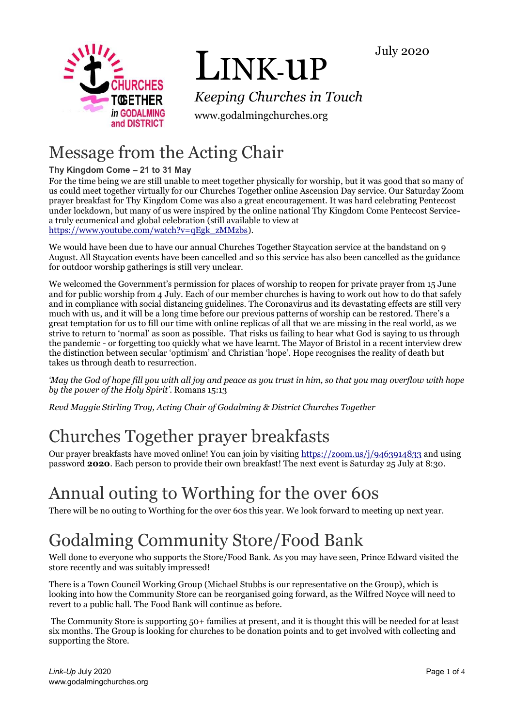July 2020

# Link-up

*Keeping Churches in Touch*

www.godalmingchurches.org

## Message from the Acting Chair

**Thy Kingdom Come – 21 to 31 May**

For the time being we are still unable to meet together physically for worship, but it was good that so many of us could meet together virtually for our Churches Together online Ascension Day service. Our Saturday Zoom prayer breakfast for Thy Kingdom Come was also a great encouragement. It was hard celebrating Pentecost under lockdown, but many of us were inspired by the online national Thy Kingdom Come Pentecost Service- a truly ecumenical and global celebration (still available to view at https://www.youtube.com/watch?v=qEgk_zMMzbs).

We would have been due to have our annual Churches Together Staycation service at the bandstand on 9 August. All Staycation events have been cancelled and so this service has also been cancelled as the guidance for outdoor worship gatherings is still very unclear.

We welcomed the Government's permission for places of worship to reopen for private prayer from 15 June and for public worship from 4 July. Each of our member churches is having to work out how to do that safely and in compliance with social distancing guidelines. The Coronavirus and its devastating effects are still very much with us, and it will be a long time before our previous patterns of worship can be restored. There's a great temptation for us to fill our time with online replicas of all that we are missing in the real world, as we strive to return to 'normal' as soon as possible. That risks us failing to hear what God is saying to us through the pandemic - or forgetting too quickly what we have learnt. The Mayor of Bristol in a recent interview drew the distinction between secular 'optimism' and Christian 'hope'. Hope recognises the reality of death but takes us through death to resurrection.

*'May the God of hope fill you with all joy and peace as you trust in him, so that you may overflow with hope by the power of the Holy Spirit'.* Romans 15:13

*Revd Maggie Stirling Troy, Acting Chair of Godalming & District Churches Together*

## Churches Together prayer breakfasts

Our prayer breakfasts have moved online! You can join by visiting https://zoom.us/j/9463914833 and using password **2020**. Each person to provide their own breakfast! The next event is Saturday 25 July at 8:30.

## Annual outing to Worthing for the over 60s

There will be no outing to Worthing for the over 60s this year. We look forward to meeting up next year.

## Godalming Community Store/Food Bank

Well done to everyone who supports the Store/Food Bank. As you may have seen, Prince Edward visited the store recently and was suitably impressed!

There is a Town Council Working Group (Michael Stubbs is our representative on the Group), which is looking into how the Community Store can be reorganised going forward, as the Wilfred Noyce will need to revert to a public hall. The Food Bank will continue as before.

The Community Store is supporting 50+ families at present, and it is thought this will be needed for at least six months. The Group is looking for churches to be donation points and to get involved with collecting and supporting the Store.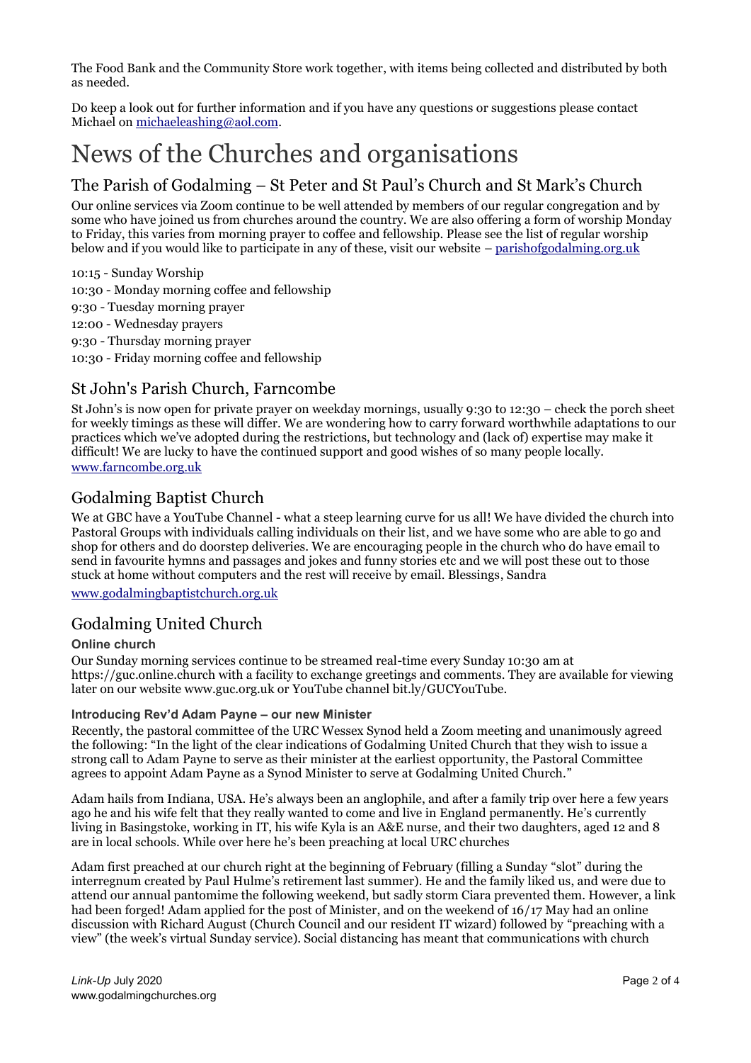The Food Bank and the Community Store work together, with items being collected and distributed by both as needed.

Do keep a look out for further information and if you have any questions or suggestions please contact Michael on [michaeleashing@aol.com](mailto:michaeleashing@aol.com).

# News of the Churches and organisations

## The Parish of Godalming – St Peter and St Paul's Church and St Mark's Church

Our online services via Zoom continue to be well attended by members of our regular congregation and by some who have joined us from churches around the country. We are also offering a form of worship Monday to Friday, this varies from morning prayer to coffee and fellowship. Please see the list of regular worship below and if you would like to participate in any of these, visit our website – [parishofgodalming.org.uk](parishofgodalming.org.uk)

10:15 - Sunday Worship
10:30 - Monday morning coffee and fellowship
9:30 - Tuesday morning prayer
12:00 - Wednesday prayers
9:30 - Thursday morning prayer
10:30 - Friday morning coffee and fellowship

## St John's Parish Church, Farncombe

St John's is now open for private prayer on weekday mornings, usually 9:30 to 12:30 – check the porch sheet for weekly timings as these will differ. We are wondering how to carry forward worthwhile adaptations to our practices which we've adopted during the restrictions, but technology and (lack of) expertise may make it difficult! We are lucky to have the continued support and good wishes of so many people locally.
[www.farncombe.org.uk](www.farncombe.org.uk)

## Godalming Baptist Church

We at GBC have a YouTube Channel - what a steep learning curve for us all! We have divided the church into Pastoral Groups with individuals calling individuals on their list, and we have some who are able to go and shop for others and do doorstep deliveries. We are encouraging people in the church who do have email to send in favourite hymns and passages and jokes and funny stories etc and we will post these out to those stuck at home without computers and the rest will receive by email. Blessings, Sandra

[www.godalmingbaptistchurch.org.uk](www.godalmingbaptistchurch.org.uk)

## Godalming United Church

### Online church

Our Sunday morning services continue to be streamed real-time every Sunday 10:30 am at https://guc.online.church with a facility to exchange greetings and comments. They are available for viewing later on our website www.guc.org.uk or YouTube channel bit.ly/GUCYouTube.

### Introducing Rev'd Adam Payne – our new Minister

Recently, the pastoral committee of the URC Wessex Synod held a Zoom meeting and unanimously agreed the following: "In the light of the clear indications of Godalming United Church that they wish to issue a strong call to Adam Payne to serve as their minister at the earliest opportunity, the Pastoral Committee agrees to appoint Adam Payne as a Synod Minister to serve at Godalming United Church."

Adam hails from Indiana, USA. He's always been an anglophile, and after a family trip over here a few years ago he and his wife felt that they really wanted to come and live in England permanently. He's currently living in Basingstoke, working in IT, his wife Kyla is an A&E nurse, and their two daughters, aged 12 and 8 are in local schools. While over here he's been preaching at local URC churches

Adam first preached at our church right at the beginning of February (filling a Sunday "slot" during the interregnum created by Paul Hulme's retirement last summer). He and the family liked us, and were due to attend our annual pantomime the following weekend, but sadly storm Ciara prevented them. However, a link had been forged! Adam applied for the post of Minister, and on the weekend of 16/17 May had an online discussion with Richard August (Church Council and our resident IT wizard) followed by "preaching with a view" (the week's virtual Sunday service). Social distancing has meant that communications with church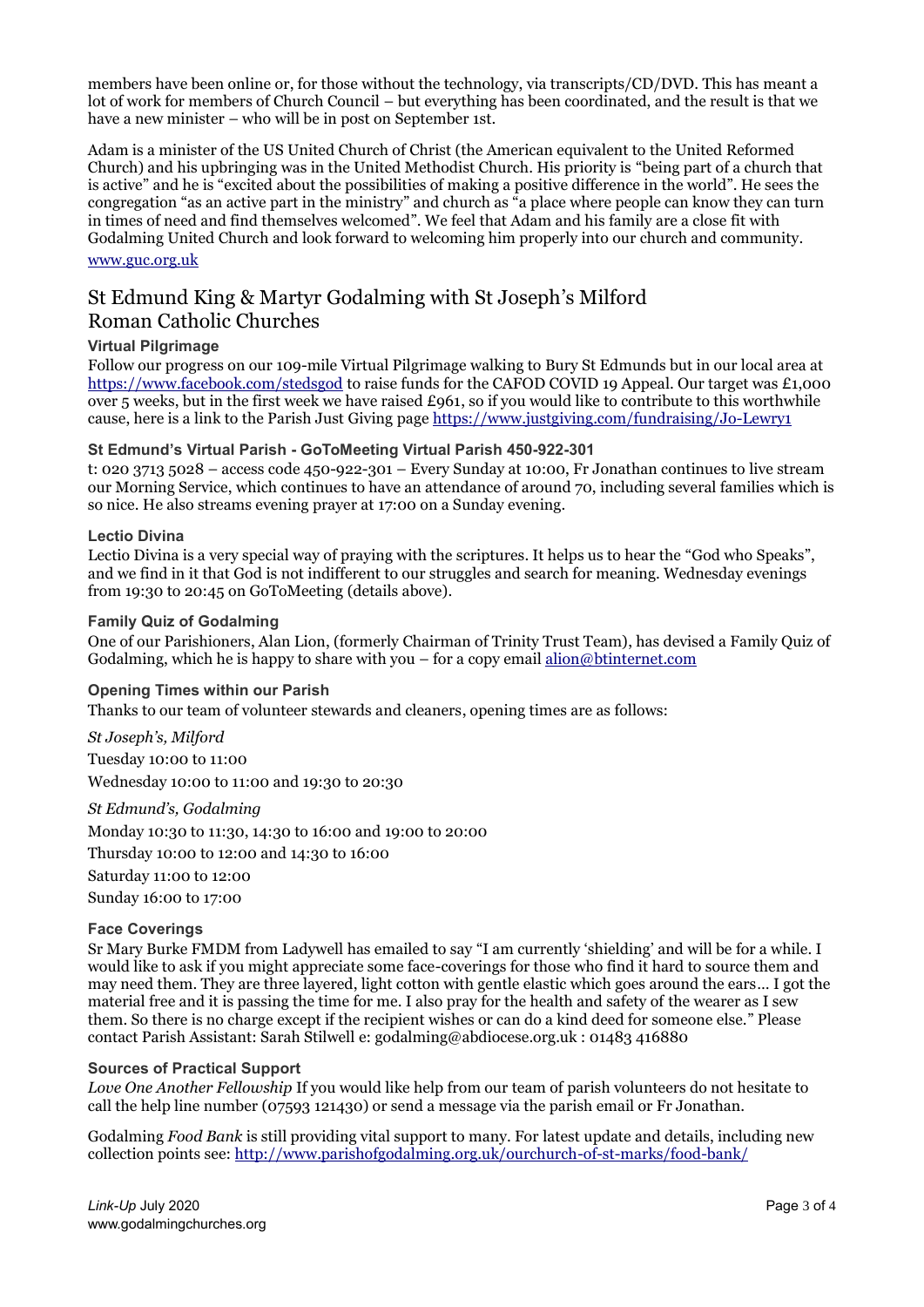members have been online or, for those without the technology, via transcripts/CD/DVD. This has meant a lot of work for members of Church Council – but everything has been coordinated, and the result is that we have a new minister – who will be in post on September 1st.

Adam is a minister of the US United Church of Christ (the American equivalent to the United Reformed Church) and his upbringing was in the United Methodist Church. His priority is "being part of a church that is active" and he is "excited about the possibilities of making a positive difference in the world". He sees the congregation "as an active part in the ministry" and church as "a place where people can know they can turn in times of need and find themselves welcomed". We feel that Adam and his family are a close fit with Godalming United Church and look forward to welcoming him properly into our church and community.

www.guc.org.uk

## St Edmund King & Martyr Godalming with St Joseph's Milford Roman Catholic Churches

### Virtual Pilgrimage

Follow our progress on our 109-mile Virtual Pilgrimage walking to Bury St Edmunds but in our local area at https://www.facebook.com/stedsgod to raise funds for the CAFOD COVID 19 Appeal. Our target was £1,000 over 5 weeks, but in the first week we have raised £961, so if you would like to contribute to this worthwhile cause, here is a link to the Parish Just Giving page https://www.justgiving.com/fundraising/Jo-Lewry1

### St Edmund's Virtual Parish - GoToMeeting Virtual Parish 450-922-301

t: 020 3713 5028 – access code 450-922-301 – Every Sunday at 10:00, Fr Jonathan continues to live stream our Morning Service, which continues to have an attendance of around 70, including several families which is so nice. He also streams evening prayer at 17:00 on a Sunday evening.

### Lectio Divina

Lectio Divina is a very special way of praying with the scriptures. It helps us to hear the "God who Speaks", and we find in it that God is not indifferent to our struggles and search for meaning. Wednesday evenings from 19:30 to 20:45 on GoToMeeting (details above).

### Family Quiz of Godalming

One of our Parishioners, Alan Lion, (formerly Chairman of Trinity Trust Team), has devised a Family Quiz of Godalming, which he is happy to share with you – for a copy email alion@btinternet.com

### Opening Times within our Parish

Thanks to our team of volunteer stewards and cleaners, opening times are as follows:

*St Joseph's, Milford*

Tuesday 10:00 to 11:00

Wednesday 10:00 to 11:00 and 19:30 to 20:30

*St Edmund's, Godalming*

Monday 10:30 to 11:30, 14:30 to 16:00 and 19:00 to 20:00

Thursday 10:00 to 12:00 and 14:30 to 16:00

Saturday 11:00 to 12:00

Sunday 16:00 to 17:00

### Face Coverings

Sr Mary Burke FMDM from Ladywell has emailed to say "I am currently 'shielding' and will be for a while. I would like to ask if you might appreciate some face-coverings for those who find it hard to source them and may need them. They are three layered, light cotton with gentle elastic which goes around the ears… I got the material free and it is passing the time for me. I also pray for the health and safety of the wearer as I sew them. So there is no charge except if the recipient wishes or can do a kind deed for someone else." Please contact Parish Assistant: Sarah Stilwell e: godalming@abdiocese.org.uk : 01483 416880

### Sources of Practical Support

*Love One Another Fellowship* If you would like help from our team of parish volunteers do not hesitate to call the help line number (07593 121430) or send a message via the parish email or Fr Jonathan.

Godalming *Food Bank* is still providing vital support to many. For latest update and details, including new collection points see: http://www.parishofgodalming.org.uk/ourchurch-of-st-marks/food-bank/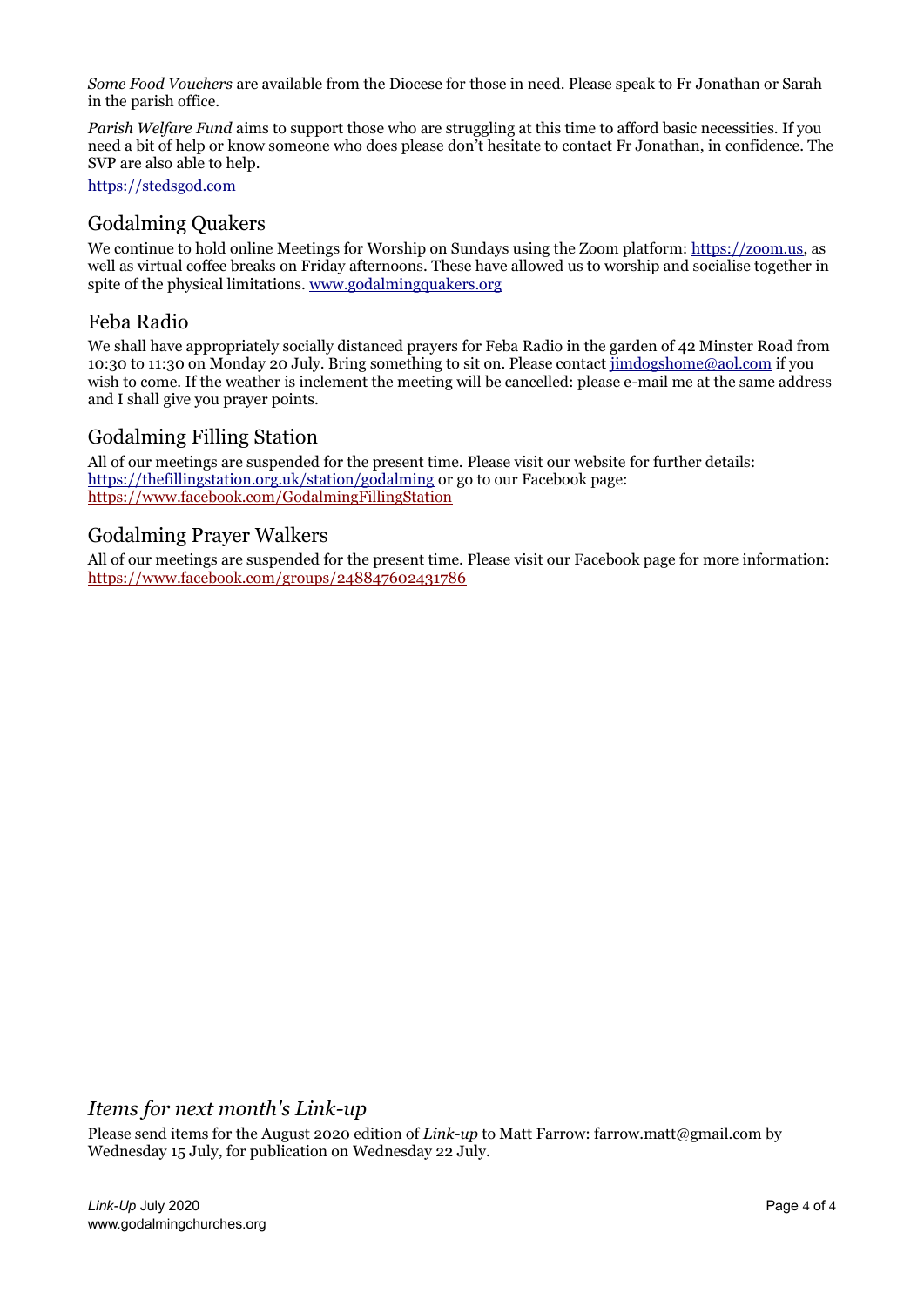*Some Food Vouchers* are available from the Diocese for those in need. Please speak to Fr Jonathan or Sarah in the parish office.

*Parish Welfare Fund* aims to support those who are struggling at this time to afford basic necessities. If you need a bit of help or know someone who does please don't hesitate to contact Fr Jonathan, in confidence. The SVP are also able to help.

https://stedsgod.com

## Godalming Quakers

We continue to hold online Meetings for Worship on Sundays using the Zoom platform: https://zoom.us, as well as virtual coffee breaks on Friday afternoons. These have allowed us to worship and socialise together in spite of the physical limitations. www.godalmingquakers.org

## Feba Radio

We shall have appropriately socially distanced prayers for Feba Radio in the garden of 42 Minster Road from 10:30 to 11:30 on Monday 20 July. Bring something to sit on. Please contact jimdogshome@aol.com if you wish to come. If the weather is inclement the meeting will be cancelled: please e-mail me at the same address and I shall give you prayer points.

## Godalming Filling Station

All of our meetings are suspended for the present time. Please visit our website for further details: https://thefillingstation.org.uk/station/godalming or go to our Facebook page: https://www.facebook.com/GodalmingFillingStation

## Godalming Prayer Walkers

All of our meetings are suspended for the present time. Please visit our Facebook page for more information: https://www.facebook.com/groups/248847602431786

## *Items for next month's Link-up*

Please send items for the August 2020 edition of *Link-up* to Matt Farrow: farrow.matt@gmail.com by Wednesday 15 July, for publication on Wednesday 22 July.